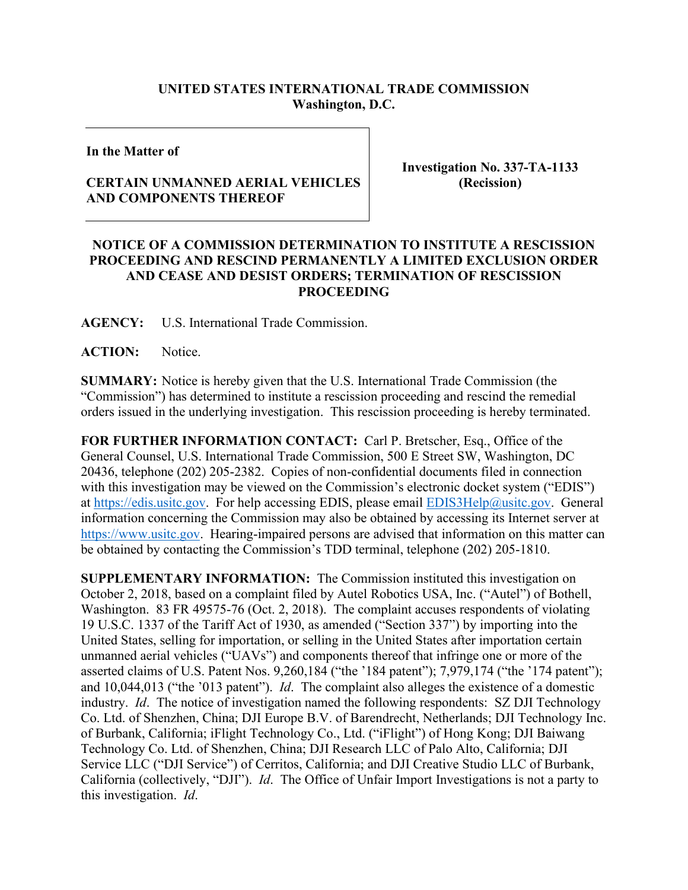**UNITED STATES INTERNATIONAL TRADE COMMISSION**
**Washington, D.C.**

| **In the Matter of**<br><br>**CERTAIN UNMANNED AERIAL VEHICLES AND COMPONENTS THEREOF** | **Investigation No. 337-TA-1133 (Recission)** |
|---|---|

## NOTICE OF A COMMISSION DETERMINATION TO INSTITUTE A RESCISSION PROCEEDING AND RESCIND PERMANENTLY A LIMITED EXCLUSION ORDER AND CEASE AND DESIST ORDERS; TERMINATION OF RESCISSION PROCEEDING

**AGENCY:** U.S. International Trade Commission.

**ACTION:** Notice.

**SUMMARY:** Notice is hereby given that the U.S. International Trade Commission (the "Commission") has determined to institute a rescission proceeding and rescind the remedial orders issued in the underlying investigation. This rescission proceeding is hereby terminated.

**FOR FURTHER INFORMATION CONTACT:** Carl P. Bretscher, Esq., Office of the General Counsel, U.S. International Trade Commission, 500 E Street SW, Washington, DC 20436, telephone (202) 205-2382. Copies of non-confidential documents filed in connection with this investigation may be viewed on the Commission's electronic docket system ("EDIS") at https://edis.usitc.gov. For help accessing EDIS, please email EDIS3Help@usitc.gov. General information concerning the Commission may also be obtained by accessing its Internet server at https://www.usitc.gov. Hearing-impaired persons are advised that information on this matter can be obtained by contacting the Commission's TDD terminal, telephone (202) 205-1810.

**SUPPLEMENTARY INFORMATION:** The Commission instituted this investigation on October 2, 2018, based on a complaint filed by Autel Robotics USA, Inc. ("Autel") of Bothell, Washington. 83 FR 49575-76 (Oct. 2, 2018). The complaint accuses respondents of violating 19 U.S.C. 1337 of the Tariff Act of 1930, as amended ("Section 337") by importing into the United States, selling for importation, or selling in the United States after importation certain unmanned aerial vehicles ("UAVs") and components thereof that infringe one or more of the asserted claims of U.S. Patent Nos. 9,260,184 ("the '184 patent"); 7,979,174 ("the '174 patent"); and 10,044,013 ("the '013 patent"). *Id*. The complaint also alleges the existence of a domestic industry. *Id*. The notice of investigation named the following respondents: SZ DJI Technology Co. Ltd. of Shenzhen, China; DJI Europe B.V. of Barendrecht, Netherlands; DJI Technology Inc. of Burbank, California; iFlight Technology Co., Ltd. ("iFlight") of Hong Kong; DJI Baiwang Technology Co. Ltd. of Shenzhen, China; DJI Research LLC of Palo Alto, California; DJI Service LLC ("DJI Service") of Cerritos, California; and DJI Creative Studio LLC of Burbank, California (collectively, "DJI"). *Id*. The Office of Unfair Import Investigations is not a party to this investigation. *Id*.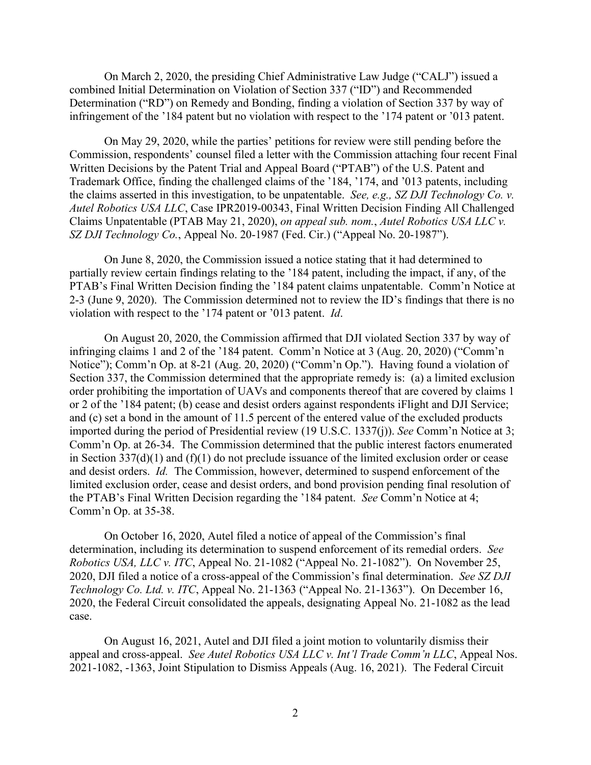On March 2, 2020, the presiding Chief Administrative Law Judge ("CALJ") issued a combined Initial Determination on Violation of Section 337 ("ID") and Recommended Determination ("RD") on Remedy and Bonding, finding a violation of Section 337 by way of infringement of the '184 patent but no violation with respect to the '174 patent or '013 patent.

On May 29, 2020, while the parties' petitions for review were still pending before the Commission, respondents' counsel filed a letter with the Commission attaching four recent Final Written Decisions by the Patent Trial and Appeal Board ("PTAB") of the U.S. Patent and Trademark Office, finding the challenged claims of the '184, '174, and '013 patents, including the claims asserted in this investigation, to be unpatentable. *See, e.g., SZ DJI Technology Co. v. Autel Robotics USA LLC*, Case IPR2019-00343, Final Written Decision Finding All Challenged Claims Unpatentable (PTAB May 21, 2020), *on appeal sub. nom.*, *Autel Robotics USA LLC v. SZ DJI Technology Co.*, Appeal No. 20-1987 (Fed. Cir.) ("Appeal No. 20-1987").

On June 8, 2020, the Commission issued a notice stating that it had determined to partially review certain findings relating to the '184 patent, including the impact, if any, of the PTAB's Final Written Decision finding the '184 patent claims unpatentable. Comm'n Notice at 2-3 (June 9, 2020). The Commission determined not to review the ID's findings that there is no violation with respect to the '174 patent or '013 patent. *Id*.

On August 20, 2020, the Commission affirmed that DJI violated Section 337 by way of infringing claims 1 and 2 of the '184 patent. Comm'n Notice at 3 (Aug. 20, 2020) ("Comm'n Notice"); Comm'n Op. at 8-21 (Aug. 20, 2020) ("Comm'n Op."). Having found a violation of Section 337, the Commission determined that the appropriate remedy is: (a) a limited exclusion order prohibiting the importation of UAVs and components thereof that are covered by claims 1 or 2 of the '184 patent; (b) cease and desist orders against respondents iFlight and DJI Service; and (c) set a bond in the amount of 11.5 percent of the entered value of the excluded products imported during the period of Presidential review (19 U.S.C. 1337(j)). *See* Comm'n Notice at 3; Comm'n Op. at 26-34. The Commission determined that the public interest factors enumerated in Section 337(d)(1) and (f)(1) do not preclude issuance of the limited exclusion order or cease and desist orders. *Id.* The Commission, however, determined to suspend enforcement of the limited exclusion order, cease and desist orders, and bond provision pending final resolution of the PTAB's Final Written Decision regarding the '184 patent. *See* Comm'n Notice at 4; Comm'n Op. at 35-38.

On October 16, 2020, Autel filed a notice of appeal of the Commission's final determination, including its determination to suspend enforcement of its remedial orders. *See Robotics USA, LLC v. ITC*, Appeal No. 21-1082 ("Appeal No. 21-1082"). On November 25, 2020, DJI filed a notice of a cross-appeal of the Commission's final determination. *See SZ DJI Technology Co. Ltd. v. ITC*, Appeal No. 21-1363 ("Appeal No. 21-1363"). On December 16, 2020, the Federal Circuit consolidated the appeals, designating Appeal No. 21-1082 as the lead case.

On August 16, 2021, Autel and DJI filed a joint motion to voluntarily dismiss their appeal and cross-appeal. *See Autel Robotics USA LLC v. Int'l Trade Comm'n LLC*, Appeal Nos. 2021-1082, -1363, Joint Stipulation to Dismiss Appeals (Aug. 16, 2021). The Federal Circuit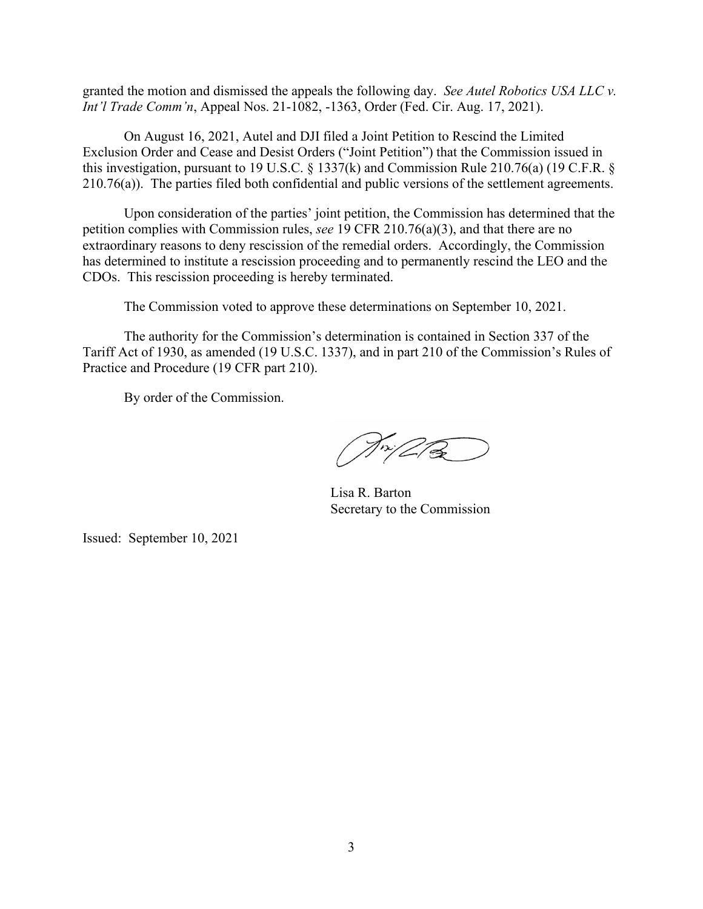granted the motion and dismissed the appeals the following day. *See Autel Robotics USA LLC v. Int'l Trade Comm'n*, Appeal Nos. 21-1082, -1363, Order (Fed. Cir. Aug. 17, 2021).

On August 16, 2021, Autel and DJI filed a Joint Petition to Rescind the Limited Exclusion Order and Cease and Desist Orders ("Joint Petition") that the Commission issued in this investigation, pursuant to 19 U.S.C. § 1337(k) and Commission Rule 210.76(a) (19 C.F.R. § 210.76(a)). The parties filed both confidential and public versions of the settlement agreements.

Upon consideration of the parties' joint petition, the Commission has determined that the petition complies with Commission rules, *see* 19 CFR 210.76(a)(3), and that there are no extraordinary reasons to deny rescission of the remedial orders. Accordingly, the Commission has determined to institute a rescission proceeding and to permanently rescind the LEO and the CDOs. This rescission proceeding is hereby terminated.

The Commission voted to approve these determinations on September 10, 2021.

The authority for the Commission's determination is contained in Section 337 of the Tariff Act of 1930, as amended (19 U.S.C. 1337), and in part 210 of the Commission's Rules of Practice and Procedure (19 CFR part 210).

By order of the Commission.

Lisa R. Barton
Secretary to the Commission

Issued: September 10, 2021